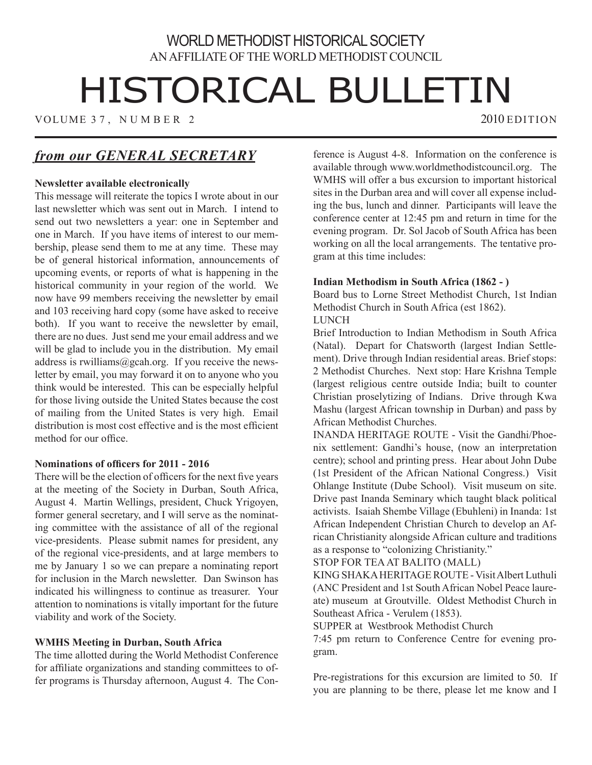WORLD METHODIST HISTORICAL SOCIETY
AN AFFILIATE OF THE WORLD METHODIST COUNCIL

# HISTORICAL BULLETIN

VOLUME 37, NUMBER 2 — 2010 EDITION

## *from our GENERAL SECRETARY*

**Newsletter available electronically**

This message will reiterate the topics I wrote about in our last newsletter which was sent out in March. I intend to send out two newsletters a year: one in September and one in March. If you have items of interest to our membership, please send them to me at any time. These may be of general historical information, announcements of upcoming events, or reports of what is happening in the historical community in your region of the world. We now have 99 members receiving the newsletter by email and 103 receiving hard copy (some have asked to receive both). If you want to receive the newsletter by email, there are no dues. Just send me your email address and we will be glad to include you in the distribution. My email address is rwilliams@gcah.org. If you receive the newsletter by email, you may forward it on to anyone who you think would be interested. This can be especially helpful for those living outside the United States because the cost of mailing from the United States is very high. Email distribution is most cost effective and is the most efficient method for our office.

**Nominations of officers for 2011 - 2016**

There will be the election of officers for the next five years at the meeting of the Society in Durban, South Africa, August 4. Martin Wellings, president, Chuck Yrigoyen, former general secretary, and I will serve as the nominating committee with the assistance of all of the regional vice-presidents. Please submit names for president, any of the regional vice-presidents, and at large members to me by January 1 so we can prepare a nominating report for inclusion in the March newsletter. Dan Swinson has indicated his willingness to continue as treasurer. Your attention to nominations is vitally important for the future viability and work of the Society.

**WMHS Meeting in Durban, South Africa**

The time allotted during the World Methodist Conference for affiliate organizations and standing committees to offer programs is Thursday afternoon, August 4. The Conference is August 4-8. Information on the conference is available through www.worldmethodistcouncil.org. The WMHS will offer a bus excursion to important historical sites in the Durban area and will cover all expense including the bus, lunch and dinner. Participants will leave the conference center at 12:45 pm and return in time for the evening program. Dr. Sol Jacob of South Africa has been working on all the local arrangements. The tentative program at this time includes:

**Indian Methodism in South Africa (1862 - )**

Board bus to Lorne Street Methodist Church, 1st Indian Methodist Church in South Africa (est 1862).

LUNCH

Brief Introduction to Indian Methodism in South Africa (Natal). Depart for Chatsworth (largest Indian Settlement). Drive through Indian residential areas. Brief stops: 2 Methodist Churches. Next stop: Hare Krishna Temple (largest religious centre outside India; built to counter Christian proselytizing of Indians. Drive through Kwa Mashu (largest African township in Durban) and pass by African Methodist Churches.

INANDA HERITAGE ROUTE - Visit the Gandhi/Phoenix settlement: Gandhi's house, (now an interpretation centre); school and printing press. Hear about John Dube (1st President of the African National Congress.) Visit Ohlange Institute (Dube School). Visit museum on site. Drive past Inanda Seminary which taught black political activists. Isaiah Shembe Village (Ebuhleni) in Inanda: 1st African Independent Christian Church to develop an African Christianity alongside African culture and traditions as a response to "colonizing Christianity."

STOP FOR TEA AT BALITO (MALL)

KING SHAKA HERITAGE ROUTE - Visit Albert Luthuli (ANC President and 1st South African Nobel Peace laureate) museum at Groutville. Oldest Methodist Church in Southeast Africa - Verulem (1853).

SUPPER at Westbrook Methodist Church

7:45 pm return to Conference Centre for evening program.

Pre-registrations for this excursion are limited to 50. If you are planning to be there, please let me know and I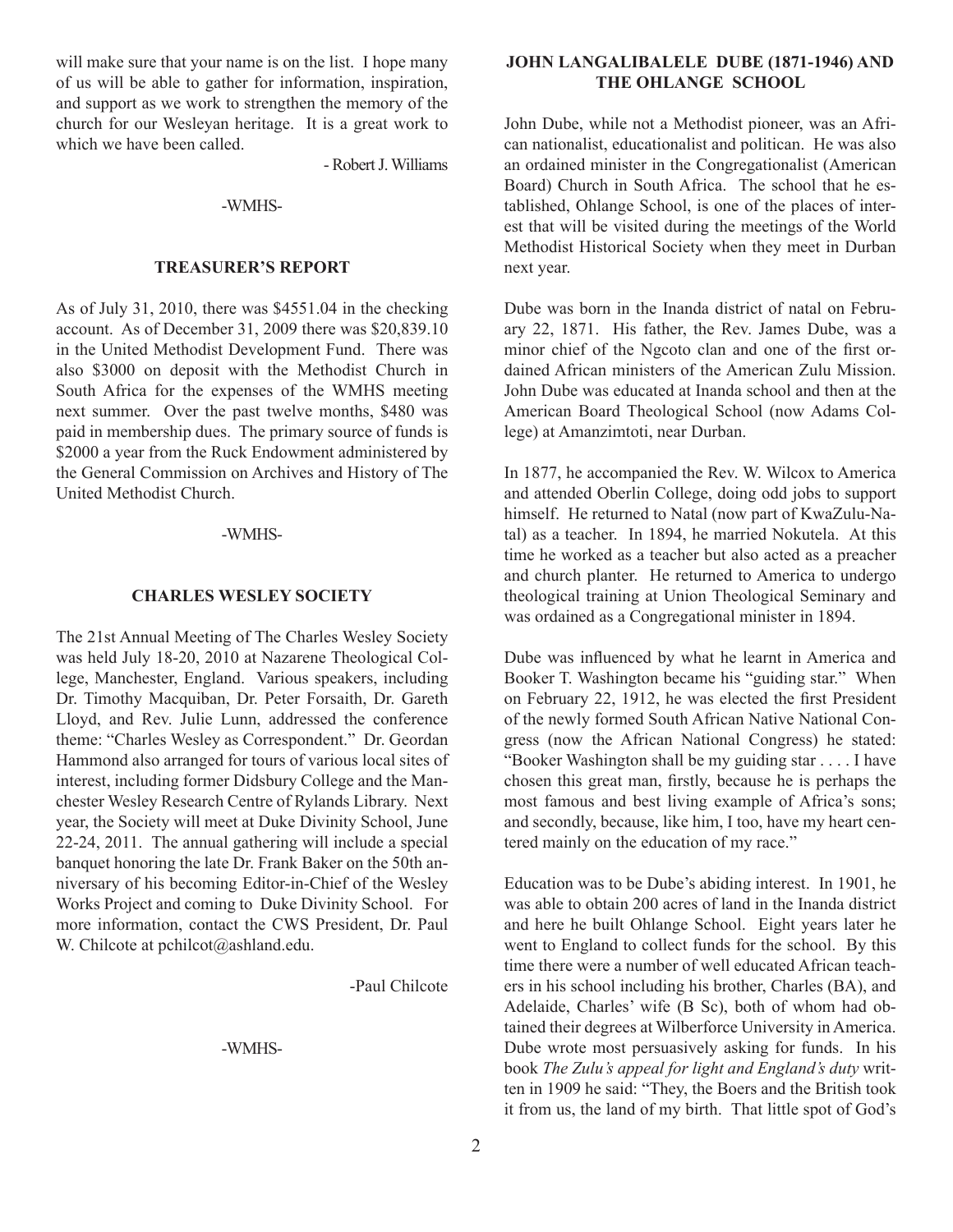will make sure that your name is on the list. I hope many of us will be able to gather for information, inspiration, and support as we work to strengthen the memory of the church for our Wesleyan heritage. It is a great work to which we have been called.

- Robert J. Williams

-WMHS-

## TREASURER'S REPORT

As of July 31, 2010, there was $4551.04 in the checking account. As of December 31, 2009 there was $20,839.10 in the United Methodist Development Fund. There was also $3000 on deposit with the Methodist Church in South Africa for the expenses of the WMHS meeting next summer. Over the past twelve months, $480 was paid in membership dues. The primary source of funds is $2000 a year from the Ruck Endowment administered by the General Commission on Archives and History of The United Methodist Church.

-WMHS-

## CHARLES WESLEY SOCIETY

The 21st Annual Meeting of The Charles Wesley Society was held July 18-20, 2010 at Nazarene Theological College, Manchester, England. Various speakers, including Dr. Timothy Macquiban, Dr. Peter Forsaith, Dr. Gareth Lloyd, and Rev. Julie Lunn, addressed the conference theme: "Charles Wesley as Correspondent." Dr. Geordan Hammond also arranged for tours of various local sites of interest, including former Didsbury College and the Manchester Wesley Research Centre of Rylands Library. Next year, the Society will meet at Duke Divinity School, June 22-24, 2011. The annual gathering will include a special banquet honoring the late Dr. Frank Baker on the 50th anniversary of his becoming Editor-in-Chief of the Wesley Works Project and coming to Duke Divinity School. For more information, contact the CWS President, Dr. Paul W. Chilcote at pchilcot@ashland.edu.

-Paul Chilcote

-WMHS-

## JOHN LANGALIBALELE DUBE (1871-1946) AND THE OHLANGE SCHOOL

John Dube, while not a Methodist pioneer, was an African nationalist, educationalist and politican. He was also an ordained minister in the Congregationalist (American Board) Church in South Africa. The school that he established, Ohlange School, is one of the places of interest that will be visited during the meetings of the World Methodist Historical Society when they meet in Durban next year.

Dube was born in the Inanda district of natal on February 22, 1871. His father, the Rev. James Dube, was a minor chief of the Ngcoto clan and one of the first ordained African ministers of the American Zulu Mission. John Dube was educated at Inanda school and then at the American Board Theological School (now Adams College) at Amanzimtoti, near Durban.

In 1877, he accompanied the Rev. W. Wilcox to America and attended Oberlin College, doing odd jobs to support himself. He returned to Natal (now part of KwaZulu-Natal) as a teacher. In 1894, he married Nokutela. At this time he worked as a teacher but also acted as a preacher and church planter. He returned to America to undergo theological training at Union Theological Seminary and was ordained as a Congregational minister in 1894.

Dube was influenced by what he learnt in America and Booker T. Washington became his "guiding star." When on February 22, 1912, he was elected the first President of the newly formed South African Native National Congress (now the African National Congress) he stated: "Booker Washington shall be my guiding star . . . . I have chosen this great man, firstly, because he is perhaps the most famous and best living example of Africa's sons; and secondly, because, like him, I too, have my heart centered mainly on the education of my race."

Education was to be Dube's abiding interest. In 1901, he was able to obtain 200 acres of land in the Inanda district and here he built Ohlange School. Eight years later he went to England to collect funds for the school. By this time there were a number of well educated African teachers in his school including his brother, Charles (BA), and Adelaide, Charles' wife (B Sc), both of whom had obtained their degrees at Wilberforce University in America. Dube wrote most persuasively asking for funds. In his book *The Zulu's appeal for light and England's duty* written in 1909 he said: "They, the Boers and the British took it from us, the land of my birth. That little spot of God's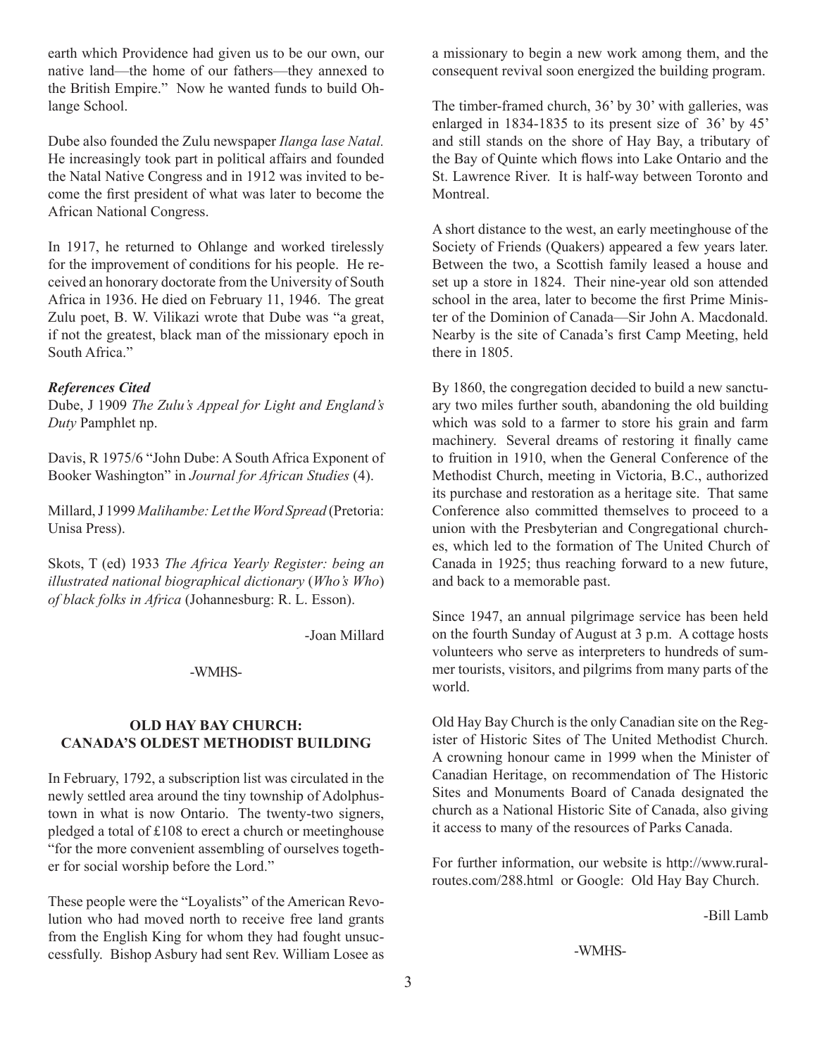earth which Providence had given us to be our own, our native land—the home of our fathers—they annexed to the British Empire." Now he wanted funds to build Ohlange School.

Dube also founded the Zulu newspaper *Ilanga lase Natal.* He increasingly took part in political affairs and founded the Natal Native Congress and in 1912 was invited to become the first president of what was later to become the African National Congress.

In 1917, he returned to Ohlange and worked tirelessly for the improvement of conditions for his people. He received an honorary doctorate from the University of South Africa in 1936. He died on February 11, 1946. The great Zulu poet, B. W. Vilikazi wrote that Dube was "a great, if not the greatest, black man of the missionary epoch in South Africa."

***References Cited***

Dube, J 1909 *The Zulu's Appeal for Light and England's Duty* Pamphlet np.

Davis, R 1975/6 "John Dube: A South Africa Exponent of Booker Washington" in *Journal for African Studies* (4).

Millard, J 1999 *Malihambe: Let the Word Spread* (Pretoria: Unisa Press).

Skots, T (ed) 1933 *The Africa Yearly Register: being an illustrated national biographical dictionary* (*Who's Who*) *of black folks in Africa* (Johannesburg: R. L. Esson).

-Joan Millard

-WMHS-

## OLD HAY BAY CHURCH: CANADA'S OLDEST METHODIST BUILDING

In February, 1792, a subscription list was circulated in the newly settled area around the tiny township of Adolphustown in what is now Ontario. The twenty-two signers, pledged a total of £108 to erect a church or meetinghouse "for the more convenient assembling of ourselves together for social worship before the Lord."

These people were the "Loyalists" of the American Revolution who had moved north to receive free land grants from the English King for whom they had fought unsuccessfully. Bishop Asbury had sent Rev. William Losee as a missionary to begin a new work among them, and the consequent revival soon energized the building program.

The timber-framed church, 36' by 30' with galleries, was enlarged in 1834-1835 to its present size of 36' by 45' and still stands on the shore of Hay Bay, a tributary of the Bay of Quinte which flows into Lake Ontario and the St. Lawrence River. It is half-way between Toronto and Montreal.

A short distance to the west, an early meetinghouse of the Society of Friends (Quakers) appeared a few years later. Between the two, a Scottish family leased a house and set up a store in 1824. Their nine-year old son attended school in the area, later to become the first Prime Minister of the Dominion of Canada—Sir John A. Macdonald. Nearby is the site of Canada's first Camp Meeting, held there in 1805.

By 1860, the congregation decided to build a new sanctuary two miles further south, abandoning the old building which was sold to a farmer to store his grain and farm machinery. Several dreams of restoring it finally came to fruition in 1910, when the General Conference of the Methodist Church, meeting in Victoria, B.C., authorized its purchase and restoration as a heritage site. That same Conference also committed themselves to proceed to a union with the Presbyterian and Congregational churches, which led to the formation of The United Church of Canada in 1925; thus reaching forward to a new future, and back to a memorable past.

Since 1947, an annual pilgrimage service has been held on the fourth Sunday of August at 3 p.m. A cottage hosts volunteers who serve as interpreters to hundreds of summer tourists, visitors, and pilgrims from many parts of the world.

Old Hay Bay Church is the only Canadian site on the Register of Historic Sites of The United Methodist Church. A crowning honour came in 1999 when the Minister of Canadian Heritage, on recommendation of The Historic Sites and Monuments Board of Canada designated the church as a National Historic Site of Canada, also giving it access to many of the resources of Parks Canada.

For further information, our website is http://www.ruralroutes.com/288.html or Google: Old Hay Bay Church.

-Bill Lamb

-WMHS-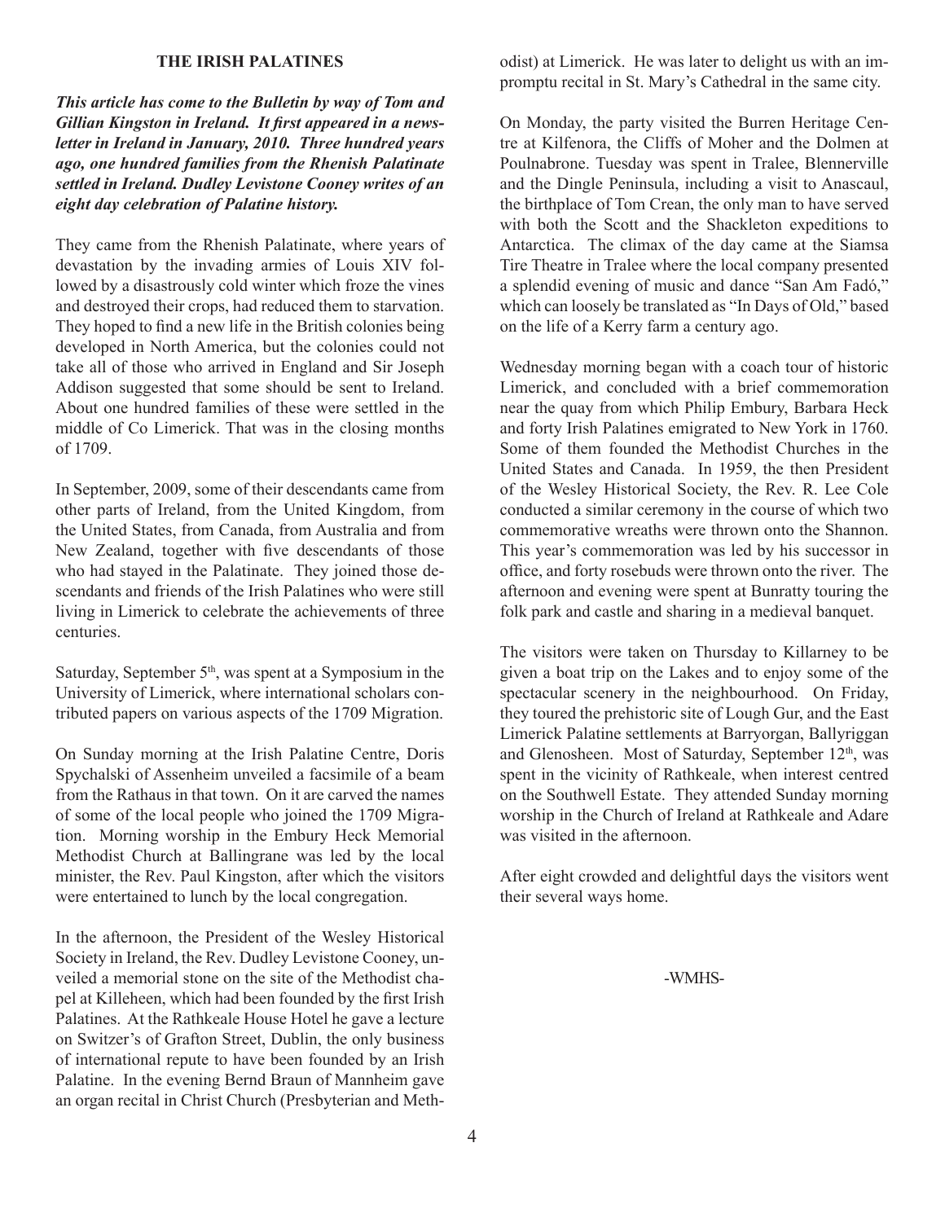### THE IRISH PALATINES

***This article has come to the Bulletin by way of Tom and Gillian Kingston in Ireland. It first appeared in a newsletter in Ireland in January, 2010. Three hundred years ago, one hundred families from the Rhenish Palatinate settled in Ireland. Dudley Levistone Cooney writes of an eight day celebration of Palatine history.***

They came from the Rhenish Palatinate, where years of devastation by the invading armies of Louis XIV followed by a disastrously cold winter which froze the vines and destroyed their crops, had reduced them to starvation. They hoped to find a new life in the British colonies being developed in North America, but the colonies could not take all of those who arrived in England and Sir Joseph Addison suggested that some should be sent to Ireland. About one hundred families of these were settled in the middle of Co Limerick. That was in the closing months of 1709.

In September, 2009, some of their descendants came from other parts of Ireland, from the United Kingdom, from the United States, from Canada, from Australia and from New Zealand, together with five descendants of those who had stayed in the Palatinate. They joined those descendants and friends of the Irish Palatines who were still living in Limerick to celebrate the achievements of three centuries.

Saturday, September 5th, was spent at a Symposium in the University of Limerick, where international scholars contributed papers on various aspects of the 1709 Migration.

On Sunday morning at the Irish Palatine Centre, Doris Spychalski of Assenheim unveiled a facsimile of a beam from the Rathaus in that town. On it are carved the names of some of the local people who joined the 1709 Migration. Morning worship in the Embury Heck Memorial Methodist Church at Ballingrane was led by the local minister, the Rev. Paul Kingston, after which the visitors were entertained to lunch by the local congregation.

In the afternoon, the President of the Wesley Historical Society in Ireland, the Rev. Dudley Levistone Cooney, unveiled a memorial stone on the site of the Methodist chapel at Killeheen, which had been founded by the first Irish Palatines. At the Rathkeale House Hotel he gave a lecture on Switzer's of Grafton Street, Dublin, the only business of international repute to have been founded by an Irish Palatine. In the evening Bernd Braun of Mannheim gave an organ recital in Christ Church (Presbyterian and Methodist) at Limerick. He was later to delight us with an impromptu recital in St. Mary's Cathedral in the same city.

On Monday, the party visited the Burren Heritage Centre at Kilfenora, the Cliffs of Moher and the Dolmen at Poulnabrone. Tuesday was spent in Tralee, Blennerville and the Dingle Peninsula, including a visit to Anascaul, the birthplace of Tom Crean, the only man to have served with both the Scott and the Shackleton expeditions to Antarctica. The climax of the day came at the Siamsa Tire Theatre in Tralee where the local company presented a splendid evening of music and dance "San Am Fadó," which can loosely be translated as "In Days of Old," based on the life of a Kerry farm a century ago.

Wednesday morning began with a coach tour of historic Limerick, and concluded with a brief commemoration near the quay from which Philip Embury, Barbara Heck and forty Irish Palatines emigrated to New York in 1760. Some of them founded the Methodist Churches in the United States and Canada. In 1959, the then President of the Wesley Historical Society, the Rev. R. Lee Cole conducted a similar ceremony in the course of which two commemorative wreaths were thrown onto the Shannon. This year's commemoration was led by his successor in office, and forty rosebuds were thrown onto the river. The afternoon and evening were spent at Bunratty touring the folk park and castle and sharing in a medieval banquet.

The visitors were taken on Thursday to Killarney to be given a boat trip on the Lakes and to enjoy some of the spectacular scenery in the neighbourhood. On Friday, they toured the prehistoric site of Lough Gur, and the East Limerick Palatine settlements at Barryorgan, Ballyriggan and Glenosheen. Most of Saturday, September 12th, was spent in the vicinity of Rathkeale, when interest centred on the Southwell Estate. They attended Sunday morning worship in the Church of Ireland at Rathkeale and Adare was visited in the afternoon.

After eight crowded and delightful days the visitors went their several ways home.

-WMHS-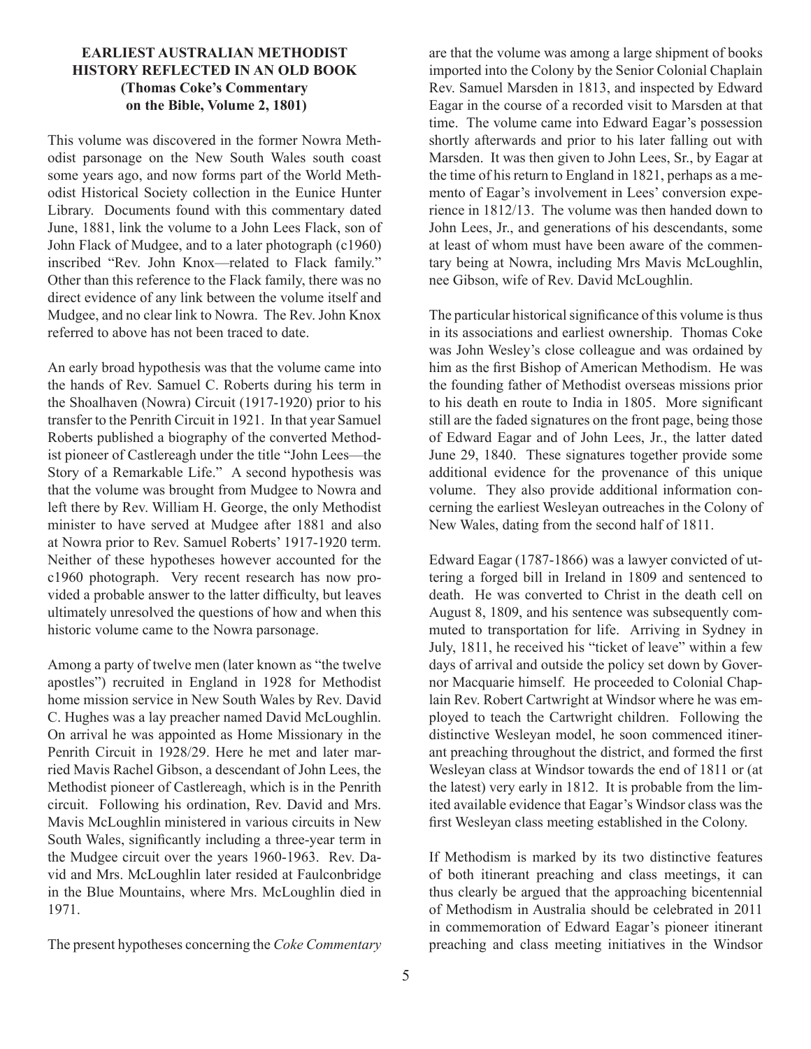**EARLIEST AUSTRALIAN METHODIST HISTORY REFLECTED IN AN OLD BOOK (Thomas Coke's Commentary on the Bible, Volume 2, 1801)**

This volume was discovered in the former Nowra Methodist parsonage on the New South Wales south coast some years ago, and now forms part of the World Methodist Historical Society collection in the Eunice Hunter Library. Documents found with this commentary dated June, 1881, link the volume to a John Lees Flack, son of John Flack of Mudgee, and to a later photograph (c1960) inscribed "Rev. John Knox—related to Flack family." Other than this reference to the Flack family, there was no direct evidence of any link between the volume itself and Mudgee, and no clear link to Nowra. The Rev. John Knox referred to above has not been traced to date.

An early broad hypothesis was that the volume came into the hands of Rev. Samuel C. Roberts during his term in the Shoalhaven (Nowra) Circuit (1917-1920) prior to his transfer to the Penrith Circuit in 1921. In that year Samuel Roberts published a biography of the converted Methodist pioneer of Castlereagh under the title "John Lees—the Story of a Remarkable Life." A second hypothesis was that the volume was brought from Mudgee to Nowra and left there by Rev. William H. George, the only Methodist minister to have served at Mudgee after 1881 and also at Nowra prior to Rev. Samuel Roberts' 1917-1920 term. Neither of these hypotheses however accounted for the c1960 photograph. Very recent research has now provided a probable answer to the latter difficulty, but leaves ultimately unresolved the questions of how and when this historic volume came to the Nowra parsonage.

Among a party of twelve men (later known as "the twelve apostles") recruited in England in 1928 for Methodist home mission service in New South Wales by Rev. David C. Hughes was a lay preacher named David McLoughlin. On arrival he was appointed as Home Missionary in the Penrith Circuit in 1928/29. Here he met and later married Mavis Rachel Gibson, a descendant of John Lees, the Methodist pioneer of Castlereagh, which is in the Penrith circuit. Following his ordination, Rev. David and Mrs. Mavis McLoughlin ministered in various circuits in New South Wales, significantly including a three-year term in the Mudgee circuit over the years 1960-1963. Rev. David and Mrs. McLoughlin later resided at Faulconbridge in the Blue Mountains, where Mrs. McLoughlin died in 1971.

The present hypotheses concerning the *Coke Commentary* are that the volume was among a large shipment of books imported into the Colony by the Senior Colonial Chaplain Rev. Samuel Marsden in 1813, and inspected by Edward Eagar in the course of a recorded visit to Marsden at that time. The volume came into Edward Eagar's possession shortly afterwards and prior to his later falling out with Marsden. It was then given to John Lees, Sr., by Eagar at the time of his return to England in 1821, perhaps as a memento of Eagar's involvement in Lees' conversion experience in 1812/13. The volume was then handed down to John Lees, Jr., and generations of his descendants, some at least of whom must have been aware of the commentary being at Nowra, including Mrs Mavis McLoughlin, nee Gibson, wife of Rev. David McLoughlin.

The particular historical significance of this volume is thus in its associations and earliest ownership. Thomas Coke was John Wesley's close colleague and was ordained by him as the first Bishop of American Methodism. He was the founding father of Methodist overseas missions prior to his death en route to India in 1805. More significant still are the faded signatures on the front page, being those of Edward Eagar and of John Lees, Jr., the latter dated June 29, 1840. These signatures together provide some additional evidence for the provenance of this unique volume. They also provide additional information concerning the earliest Wesleyan outreaches in the Colony of New Wales, dating from the second half of 1811.

Edward Eagar (1787-1866) was a lawyer convicted of uttering a forged bill in Ireland in 1809 and sentenced to death. He was converted to Christ in the death cell on August 8, 1809, and his sentence was subsequently commuted to transportation for life. Arriving in Sydney in July, 1811, he received his "ticket of leave" within a few days of arrival and outside the policy set down by Governor Macquarie himself. He proceeded to Colonial Chaplain Rev. Robert Cartwright at Windsor where he was employed to teach the Cartwright children. Following the distinctive Wesleyan model, he soon commenced itinerant preaching throughout the district, and formed the first Wesleyan class at Windsor towards the end of 1811 or (at the latest) very early in 1812. It is probable from the limited available evidence that Eagar's Windsor class was the first Wesleyan class meeting established in the Colony.

If Methodism is marked by its two distinctive features of both itinerant preaching and class meetings, it can thus clearly be argued that the approaching bicentennial of Methodism in Australia should be celebrated in 2011 in commemoration of Edward Eagar's pioneer itinerant preaching and class meeting initiatives in the Windsor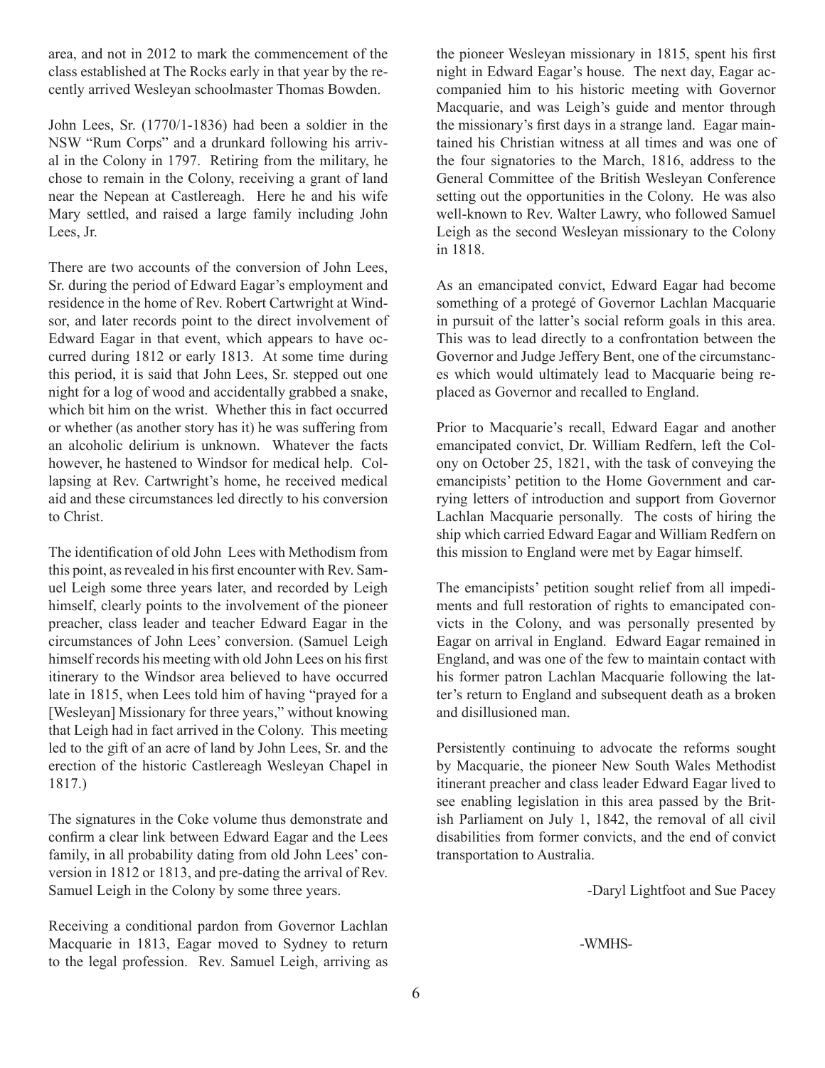area, and not in 2012 to mark the commencement of the class established at The Rocks early in that year by the recently arrived Wesleyan schoolmaster Thomas Bowden.

John Lees, Sr. (1770/1-1836) had been a soldier in the NSW "Rum Corps" and a drunkard following his arrival in the Colony in 1797. Retiring from the military, he chose to remain in the Colony, receiving a grant of land near the Nepean at Castlereagh. Here he and his wife Mary settled, and raised a large family including John Lees, Jr.

There are two accounts of the conversion of John Lees, Sr. during the period of Edward Eagar's employment and residence in the home of Rev. Robert Cartwright at Windsor, and later records point to the direct involvement of Edward Eagar in that event, which appears to have occurred during 1812 or early 1813. At some time during this period, it is said that John Lees, Sr. stepped out one night for a log of wood and accidentally grabbed a snake, which bit him on the wrist. Whether this in fact occurred or whether (as another story has it) he was suffering from an alcoholic delirium is unknown. Whatever the facts however, he hastened to Windsor for medical help. Collapsing at Rev. Cartwright's home, he received medical aid and these circumstances led directly to his conversion to Christ.

The identification of old John Lees with Methodism from this point, as revealed in his first encounter with Rev. Samuel Leigh some three years later, and recorded by Leigh himself, clearly points to the involvement of the pioneer preacher, class leader and teacher Edward Eagar in the circumstances of John Lees' conversion. (Samuel Leigh himself records his meeting with old John Lees on his first itinerary to the Windsor area believed to have occurred late in 1815, when Lees told him of having "prayed for a [Wesleyan] Missionary for three years," without knowing that Leigh had in fact arrived in the Colony. This meeting led to the gift of an acre of land by John Lees, Sr. and the erection of the historic Castlereagh Wesleyan Chapel in 1817.)

The signatures in the Coke volume thus demonstrate and confirm a clear link between Edward Eagar and the Lees family, in all probability dating from old John Lees' conversion in 1812 or 1813, and pre-dating the arrival of Rev. Samuel Leigh in the Colony by some three years.

Receiving a conditional pardon from Governor Lachlan Macquarie in 1813, Eagar moved to Sydney to return to the legal profession. Rev. Samuel Leigh, arriving as the pioneer Wesleyan missionary in 1815, spent his first night in Edward Eagar's house. The next day, Eagar accompanied him to his historic meeting with Governor Macquarie, and was Leigh's guide and mentor through the missionary's first days in a strange land. Eagar maintained his Christian witness at all times and was one of the four signatories to the March, 1816, address to the General Committee of the British Wesleyan Conference setting out the opportunities in the Colony. He was also well-known to Rev. Walter Lawry, who followed Samuel Leigh as the second Wesleyan missionary to the Colony in 1818.

As an emancipated convict, Edward Eagar had become something of a protegé of Governor Lachlan Macquarie in pursuit of the latter's social reform goals in this area. This was to lead directly to a confrontation between the Governor and Judge Jeffery Bent, one of the circumstances which would ultimately lead to Macquarie being replaced as Governor and recalled to England.

Prior to Macquarie's recall, Edward Eagar and another emancipated convict, Dr. William Redfern, left the Colony on October 25, 1821, with the task of conveying the emancipists' petition to the Home Government and carrying letters of introduction and support from Governor Lachlan Macquarie personally. The costs of hiring the ship which carried Edward Eagar and William Redfern on this mission to England were met by Eagar himself.

The emancipists' petition sought relief from all impediments and full restoration of rights to emancipated convicts in the Colony, and was personally presented by Eagar on arrival in England. Edward Eagar remained in England, and was one of the few to maintain contact with his former patron Lachlan Macquarie following the latter's return to England and subsequent death as a broken and disillusioned man.

Persistently continuing to advocate the reforms sought by Macquarie, the pioneer New South Wales Methodist itinerant preacher and class leader Edward Eagar lived to see enabling legislation in this area passed by the British Parliament on July 1, 1842, the removal of all civil disabilities from former convicts, and the end of convict transportation to Australia.

-Daryl Lightfoot and Sue Pacey

-WMHS-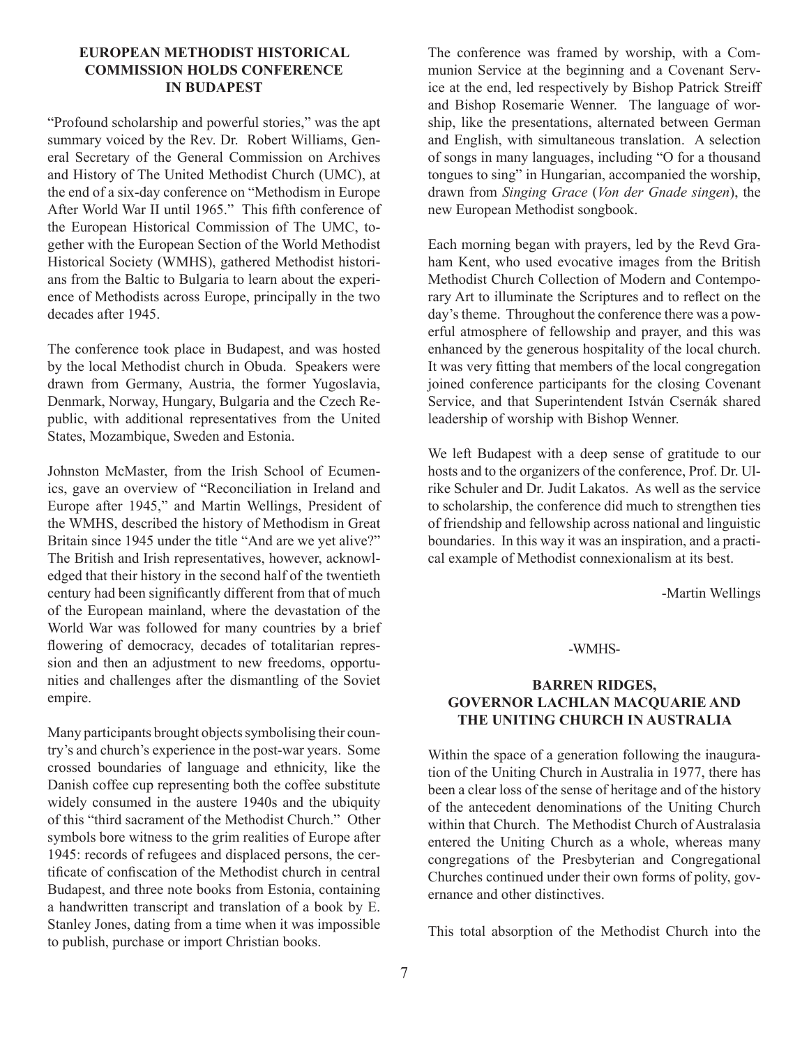## EUROPEAN METHODIST HISTORICAL COMMISSION HOLDS CONFERENCE IN BUDAPEST

"Profound scholarship and powerful stories," was the apt summary voiced by the Rev. Dr. Robert Williams, General Secretary of the General Commission on Archives and History of The United Methodist Church (UMC), at the end of a six-day conference on "Methodism in Europe After World War II until 1965." This fifth conference of the European Historical Commission of The UMC, together with the European Section of the World Methodist Historical Society (WMHS), gathered Methodist historians from the Baltic to Bulgaria to learn about the experience of Methodists across Europe, principally in the two decades after 1945.

The conference took place in Budapest, and was hosted by the local Methodist church in Obuda. Speakers were drawn from Germany, Austria, the former Yugoslavia, Denmark, Norway, Hungary, Bulgaria and the Czech Republic, with additional representatives from the United States, Mozambique, Sweden and Estonia.

Johnston McMaster, from the Irish School of Ecumenics, gave an overview of "Reconciliation in Ireland and Europe after 1945," and Martin Wellings, President of the WMHS, described the history of Methodism in Great Britain since 1945 under the title "And are we yet alive?" The British and Irish representatives, however, acknowledged that their history in the second half of the twentieth century had been significantly different from that of much of the European mainland, where the devastation of the World War was followed for many countries by a brief flowering of democracy, decades of totalitarian repression and then an adjustment to new freedoms, opportunities and challenges after the dismantling of the Soviet empire.

Many participants brought objects symbolising their country's and church's experience in the post-war years. Some crossed boundaries of language and ethnicity, like the Danish coffee cup representing both the coffee substitute widely consumed in the austere 1940s and the ubiquity of this "third sacrament of the Methodist Church." Other symbols bore witness to the grim realities of Europe after 1945: records of refugees and displaced persons, the certificate of confiscation of the Methodist church in central Budapest, and three note books from Estonia, containing a handwritten transcript and translation of a book by E. Stanley Jones, dating from a time when it was impossible to publish, purchase or import Christian books.

The conference was framed by worship, with a Communion Service at the beginning and a Covenant Service at the end, led respectively by Bishop Patrick Streiff and Bishop Rosemarie Wenner. The language of worship, like the presentations, alternated between German and English, with simultaneous translation. A selection of songs in many languages, including "O for a thousand tongues to sing" in Hungarian, accompanied the worship, drawn from *Singing Grace* (*Von der Gnade singen*), the new European Methodist songbook.

Each morning began with prayers, led by the Revd Graham Kent, who used evocative images from the British Methodist Church Collection of Modern and Contemporary Art to illuminate the Scriptures and to reflect on the day's theme. Throughout the conference there was a powerful atmosphere of fellowship and prayer, and this was enhanced by the generous hospitality of the local church. It was very fitting that members of the local congregation joined conference participants for the closing Covenant Service, and that Superintendent István Csernák shared leadership of worship with Bishop Wenner.

We left Budapest with a deep sense of gratitude to our hosts and to the organizers of the conference, Prof. Dr. Ulrike Schuler and Dr. Judit Lakatos. As well as the service to scholarship, the conference did much to strengthen ties of friendship and fellowship across national and linguistic boundaries. In this way it was an inspiration, and a practical example of Methodist connexionalism at its best.

-Martin Wellings

-WMHS-

## BARREN RIDGES, GOVERNOR LACHLAN MACQUARIE AND THE UNITING CHURCH IN AUSTRALIA

Within the space of a generation following the inauguration of the Uniting Church in Australia in 1977, there has been a clear loss of the sense of heritage and of the history of the antecedent denominations of the Uniting Church within that Church. The Methodist Church of Australasia entered the Uniting Church as a whole, whereas many congregations of the Presbyterian and Congregational Churches continued under their own forms of polity, governance and other distinctives.

This total absorption of the Methodist Church into the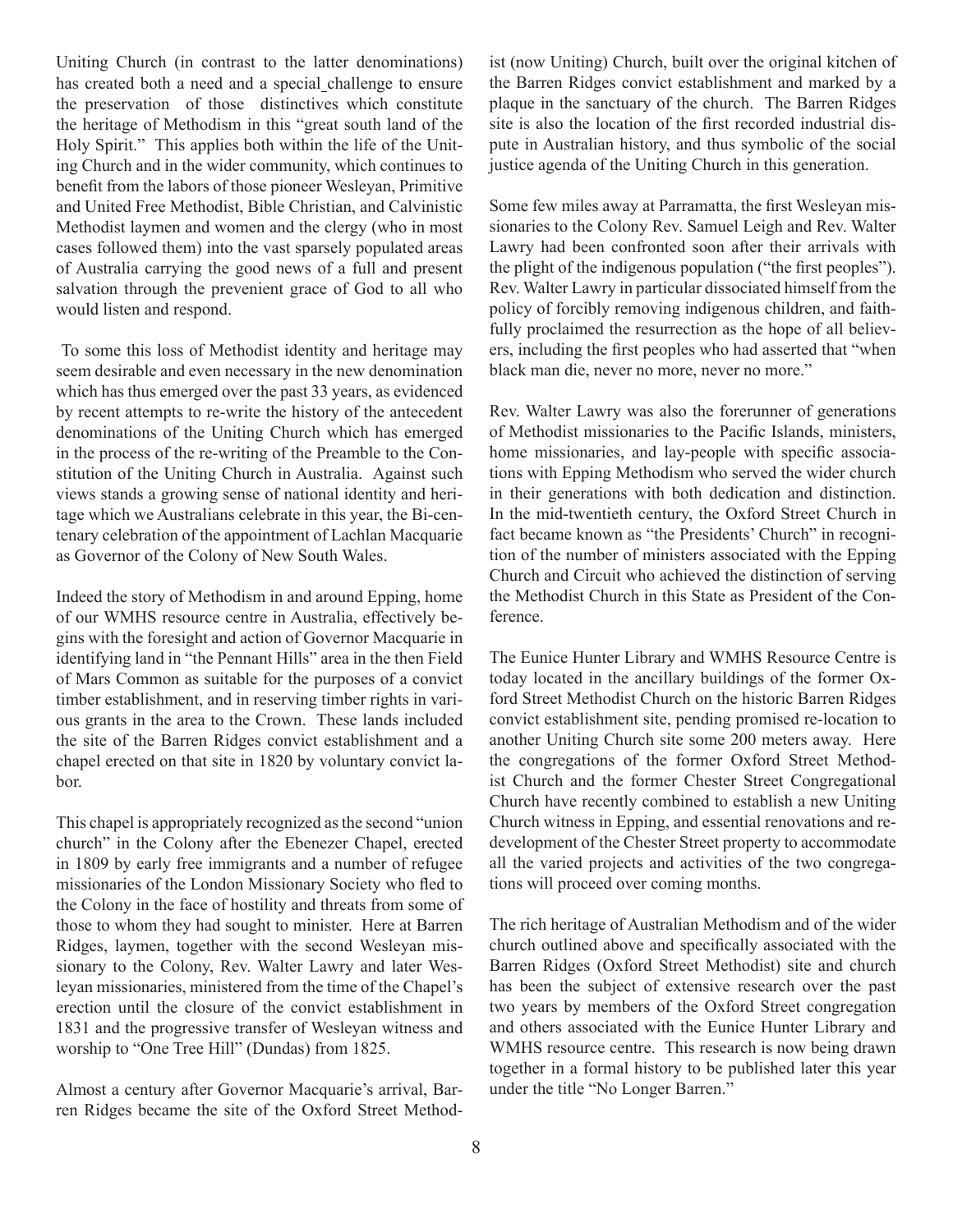Uniting Church (in contrast to the latter denominations) has created both a need and a special challenge to ensure the preservation of those distinctives which constitute the heritage of Methodism in this "great south land of the Holy Spirit." This applies both within the life of the Uniting Church and in the wider community, which continues to benefit from the labors of those pioneer Wesleyan, Primitive and United Free Methodist, Bible Christian, and Calvinistic Methodist laymen and women and the clergy (who in most cases followed them) into the vast sparsely populated areas of Australia carrying the good news of a full and present salvation through the prevenient grace of God to all who would listen and respond.

To some this loss of Methodist identity and heritage may seem desirable and even necessary in the new denomination which has thus emerged over the past 33 years, as evidenced by recent attempts to re-write the history of the antecedent denominations of the Uniting Church which has emerged in the process of the re-writing of the Preamble to the Constitution of the Uniting Church in Australia. Against such views stands a growing sense of national identity and heritage which we Australians celebrate in this year, the Bi-centenary celebration of the appointment of Lachlan Macquarie as Governor of the Colony of New South Wales.

Indeed the story of Methodism in and around Epping, home of our WMHS resource centre in Australia, effectively begins with the foresight and action of Governor Macquarie in identifying land in "the Pennant Hills" area in the then Field of Mars Common as suitable for the purposes of a convict timber establishment, and in reserving timber rights in various grants in the area to the Crown. These lands included the site of the Barren Ridges convict establishment and a chapel erected on that site in 1820 by voluntary convict labor.

This chapel is appropriately recognized as the second "union church" in the Colony after the Ebenezer Chapel, erected in 1809 by early free immigrants and a number of refugee missionaries of the London Missionary Society who fled to the Colony in the face of hostility and threats from some of those to whom they had sought to minister. Here at Barren Ridges, laymen, together with the second Wesleyan missionary to the Colony, Rev. Walter Lawry and later Wesleyan missionaries, ministered from the time of the Chapel's erection until the closure of the convict establishment in 1831 and the progressive transfer of Wesleyan witness and worship to "One Tree Hill" (Dundas) from 1825.

Almost a century after Governor Macquarie's arrival, Barren Ridges became the site of the Oxford Street Methodist (now Uniting) Church, built over the original kitchen of the Barren Ridges convict establishment and marked by a plaque in the sanctuary of the church. The Barren Ridges site is also the location of the first recorded industrial dispute in Australian history, and thus symbolic of the social justice agenda of the Uniting Church in this generation.

Some few miles away at Parramatta, the first Wesleyan missionaries to the Colony Rev. Samuel Leigh and Rev. Walter Lawry had been confronted soon after their arrivals with the plight of the indigenous population ("the first peoples"). Rev. Walter Lawry in particular dissociated himself from the policy of forcibly removing indigenous children, and faithfully proclaimed the resurrection as the hope of all believers, including the first peoples who had asserted that "when black man die, never no more, never no more."

Rev. Walter Lawry was also the forerunner of generations of Methodist missionaries to the Pacific Islands, ministers, home missionaries, and lay-people with specific associations with Epping Methodism who served the wider church in their generations with both dedication and distinction. In the mid-twentieth century, the Oxford Street Church in fact became known as "the Presidents' Church" in recognition of the number of ministers associated with the Epping Church and Circuit who achieved the distinction of serving the Methodist Church in this State as President of the Conference.

The Eunice Hunter Library and WMHS Resource Centre is today located in the ancillary buildings of the former Oxford Street Methodist Church on the historic Barren Ridges convict establishment site, pending promised re-location to another Uniting Church site some 200 meters away. Here the congregations of the former Oxford Street Methodist Church and the former Chester Street Congregational Church have recently combined to establish a new Uniting Church witness in Epping, and essential renovations and redevelopment of the Chester Street property to accommodate all the varied projects and activities of the two congregations will proceed over coming months.

The rich heritage of Australian Methodism and of the wider church outlined above and specifically associated with the Barren Ridges (Oxford Street Methodist) site and church has been the subject of extensive research over the past two years by members of the Oxford Street congregation and others associated with the Eunice Hunter Library and WMHS resource centre. This research is now being drawn together in a formal history to be published later this year under the title "No Longer Barren."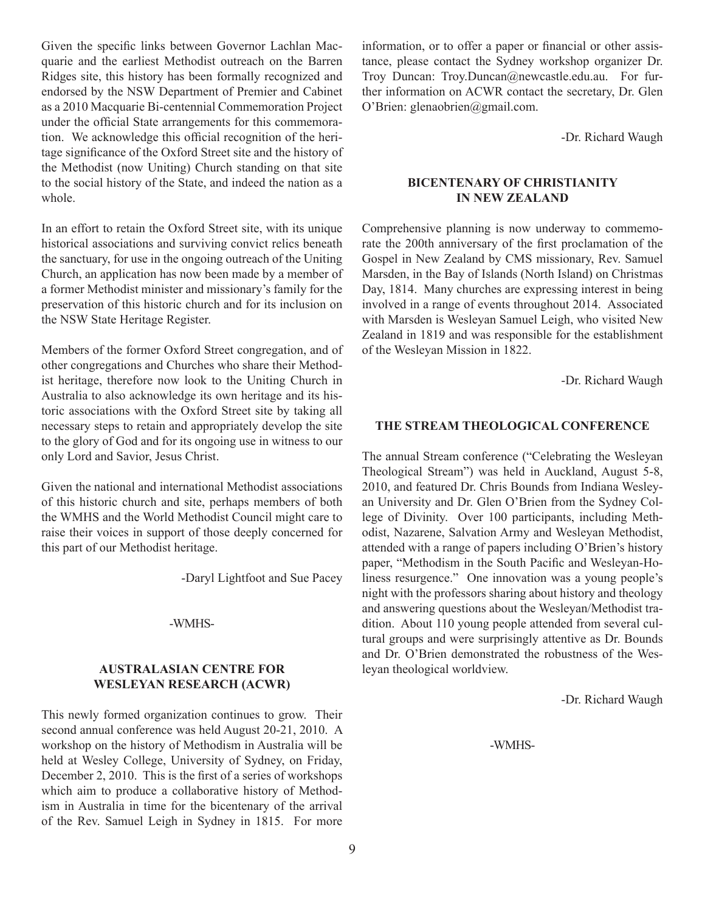Given the specific links between Governor Lachlan Macquarie and the earliest Methodist outreach on the Barren Ridges site, this history has been formally recognized and endorsed by the NSW Department of Premier and Cabinet as a 2010 Macquarie Bi-centennial Commemoration Project under the official State arrangements for this commemoration. We acknowledge this official recognition of the heritage significance of the Oxford Street site and the history of the Methodist (now Uniting) Church standing on that site to the social history of the State, and indeed the nation as a whole.

In an effort to retain the Oxford Street site, with its unique historical associations and surviving convict relics beneath the sanctuary, for use in the ongoing outreach of the Uniting Church, an application has now been made by a member of a former Methodist minister and missionary's family for the preservation of this historic church and for its inclusion on the NSW State Heritage Register.

Members of the former Oxford Street congregation, and of other congregations and Churches who share their Methodist heritage, therefore now look to the Uniting Church in Australia to also acknowledge its own heritage and its historic associations with the Oxford Street site by taking all necessary steps to retain and appropriately develop the site to the glory of God and for its ongoing use in witness to our only Lord and Savior, Jesus Christ.

Given the national and international Methodist associations of this historic church and site, perhaps members of both the WMHS and the World Methodist Council might care to raise their voices in support of those deeply concerned for this part of our Methodist heritage.

-Daryl Lightfoot and Sue Pacey

-WMHS-

### AUSTRALASIAN CENTRE FOR WESLEYAN RESEARCH (ACWR)

This newly formed organization continues to grow. Their second annual conference was held August 20-21, 2010. A workshop on the history of Methodism in Australia will be held at Wesley College, University of Sydney, on Friday, December 2, 2010. This is the first of a series of workshops which aim to produce a collaborative history of Methodism in Australia in time for the bicentenary of the arrival of the Rev. Samuel Leigh in Sydney in 1815. For more information, or to offer a paper or financial or other assistance, please contact the Sydney workshop organizer Dr. Troy Duncan: Troy.Duncan@newcastle.edu.au. For further information on ACWR contact the secretary, Dr. Glen O'Brien: glenaobrien@gmail.com.

-Dr. Richard Waugh

### BICENTENARY OF CHRISTIANITY IN NEW ZEALAND

Comprehensive planning is now underway to commemorate the 200th anniversary of the first proclamation of the Gospel in New Zealand by CMS missionary, Rev. Samuel Marsden, in the Bay of Islands (North Island) on Christmas Day, 1814. Many churches are expressing interest in being involved in a range of events throughout 2014. Associated with Marsden is Wesleyan Samuel Leigh, who visited New Zealand in 1819 and was responsible for the establishment of the Wesleyan Mission in 1822.

-Dr. Richard Waugh

### THE STREAM THEOLOGICAL CONFERENCE

The annual Stream conference ("Celebrating the Wesleyan Theological Stream") was held in Auckland, August 5-8, 2010, and featured Dr. Chris Bounds from Indiana Wesleyan University and Dr. Glen O'Brien from the Sydney College of Divinity. Over 100 participants, including Methodist, Nazarene, Salvation Army and Wesleyan Methodist, attended with a range of papers including O'Brien's history paper, "Methodism in the South Pacific and Wesleyan-Holiness resurgence." One innovation was a young people's night with the professors sharing about history and theology and answering questions about the Wesleyan/Methodist tradition. About 110 young people attended from several cultural groups and were surprisingly attentive as Dr. Bounds and Dr. O'Brien demonstrated the robustness of the Wesleyan theological worldview.

-Dr. Richard Waugh

-WMHS-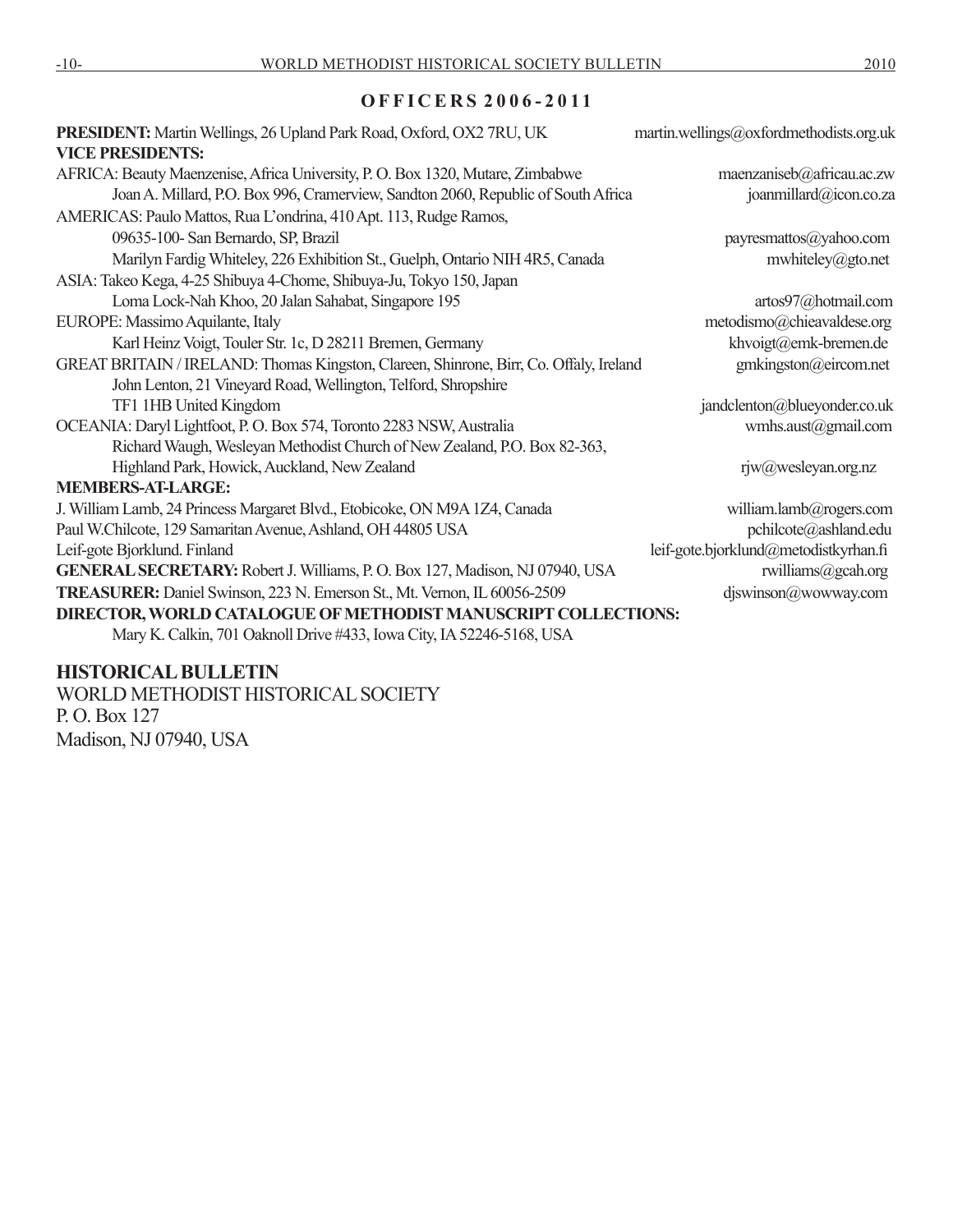## OFFICERS 2006-2011

**PRESIDENT:** Martin Wellings, 26 Upland Park Road, Oxford, OX2 7RU, UK martin.wellings@oxfordmethodists.org.uk

**VICE PRESIDENTS:**

AFRICA: Beauty Maenzenise, Africa University, P. O. Box 1320, Mutare, Zimbabwe maenzaniseb@africau.ac.zw

Joan A. Millard, P.O. Box 996, Cramerview, Sandton 2060, Republic of South Africa joanmillard@icon.co.za

AMERICAS: Paulo Mattos, Rua L'ondrina, 410 Apt. 113, Rudge Ramos, 09635-100- San Bernardo, SP, Brazil payresmattos@yahoo.com

Marilyn Fardig Whiteley, 226 Exhibition St., Guelph, Ontario NIH 4R5, Canada mwhiteley@gto.net

ASIA: Takeo Kega, 4-25 Shibuya 4-Chome, Shibuya-Ju, Tokyo 150, Japan

Loma Lock-Nah Khoo, 20 Jalan Sahabat, Singapore 195 artos97@hotmail.com

EUROPE: Massimo Aquilante, Italy metodismo@chieavaldese.org

Karl Heinz Voigt, Touler Str. 1c, D 28211 Bremen, Germany khvoigt@emk-bremen.de

GREAT BRITAIN / IRELAND: Thomas Kingston, Clareen, Shinrone, Birr, Co. Offaly, Ireland gmkingston@eircom.net

John Lenton, 21 Vineyard Road, Wellington, Telford, Shropshire TF1 1HB United Kingdom jandclenton@blueyonder.co.uk

OCEANIA: Daryl Lightfoot, P. O. Box 574, Toronto 2283 NSW, Australia wmhs.aust@gmail.com

Richard Waugh, Wesleyan Methodist Church of New Zealand, P.O. Box 82-363, Highland Park, Howick, Auckland, New Zealand rjw@wesleyan.org.nz

**MEMBERS-AT-LARGE:**

J. William Lamb, 24 Princess Margaret Blvd., Etobicoke, ON M9A 1Z4, Canada william.lamb@rogers.com

Paul W.Chilcote, 129 Samaritan Avenue, Ashland, OH 44805 USA pchilcote@ashland.edu

Leif-gote Bjorklund. Finland leif-gote.bjorklund@metodistkyrhan.fi

**GENERAL SECRETARY:** Robert J. Williams, P. O. Box 127, Madison, NJ 07940, USA rwilliams@gcah.org

**TREASURER:** Daniel Swinson, 223 N. Emerson St., Mt. Vernon, IL 60056-2509 djswinson@wowway.com

**DIRECTOR, WORLD CATALOGUE OF METHODIST MANUSCRIPT COLLECTIONS:**

Mary K. Calkin, 701 Oaknoll Drive #433, Iowa City, IA 52246-5168, USA

## HISTORICAL BULLETIN

WORLD METHODIST HISTORICAL SOCIETY
P. O. Box 127
Madison, NJ 07940, USA